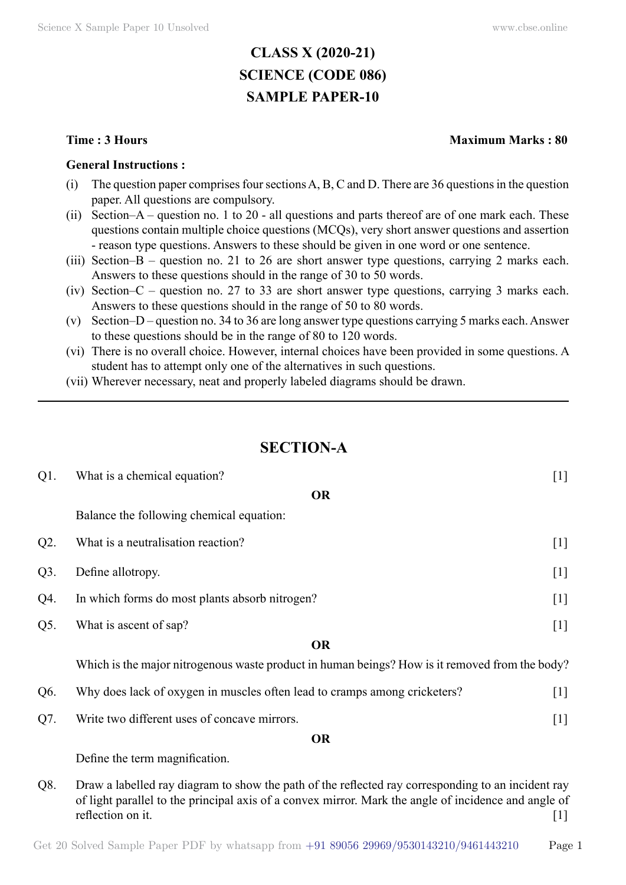# CLASS X (2020-21)
# SCIENCE (CODE 086)
# SAMPLE PAPER-10

**Time : 3 Hours** **Maximum Marks : 80**

**General Instructions :**

(i) The question paper comprises four sections A, B, C and D. There are 36 questions in the question paper. All questions are compulsory.

(ii) Section–A – question no. 1 to 20 - all questions and parts thereof are of one mark each. These questions contain multiple choice questions (MCQs), very short answer questions and assertion - reason type questions. Answers to these should be given in one word or one sentence.

(iii) Section–B – question no. 21 to 26 are short answer type questions, carrying 2 marks each. Answers to these questions should in the range of 30 to 50 words.

(iv) Section–C – question no. 27 to 33 are short answer type questions, carrying 3 marks each. Answers to these questions should in the range of 50 to 80 words.

(v) Section–D – question no. 34 to 36 are long answer type questions carrying 5 marks each. Answer to these questions should be in the range of 80 to 120 words.

(vi) There is no overall choice. However, internal choices have been provided in some questions. A student has to attempt only one of the alternatives in such questions.

(vii) Wherever necessary, neat and properly labeled diagrams should be drawn.

---

## SECTION-A

Q1. What is a chemical equation? [1]

**OR**

Balance the following chemical equation:

Q2. What is a neutralisation reaction? [1]

Q3. Define allotropy. [1]

Q4. In which forms do most plants absorb nitrogen? [1]

Q5. What is ascent of sap? [1]

**OR**

Which is the major nitrogenous waste product in human beings? How is it removed from the body?

Q6. Why does lack of oxygen in muscles often lead to cramps among cricketers? [1]

Q7. Write two different uses of concave mirrors. [1]

**OR**

Define the term magnification.

Q8. Draw a labelled ray diagram to show the path of the reflected ray corresponding to an incident ray of light parallel to the principal axis of a convex mirror. Mark the angle of incidence and angle of reflection on it. [1]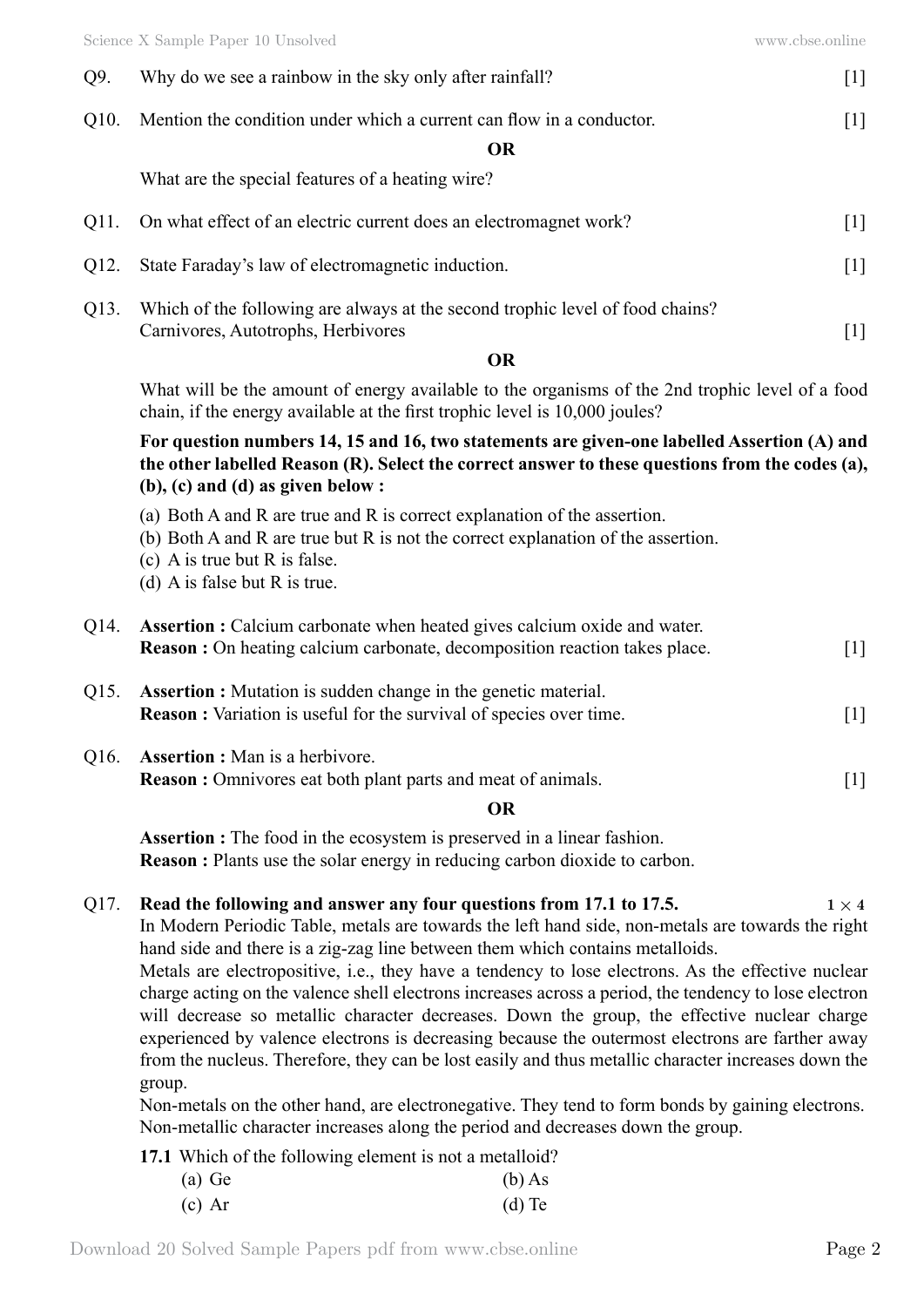Q9. Why do we see a rainbow in the sky only after rainfall? [1]

Q10. Mention the condition under which a current can flow in a conductor. [1]

**OR**

What are the special features of a heating wire?

Q11. On what effect of an electric current does an electromagnet work? [1]

Q12. State Faraday's law of electromagnetic induction. [1]

Q13. Which of the following are always at the second trophic level of food chains?
Carnivores, Autotrophs, Herbivores [1]

**OR**

What will be the amount of energy available to the organisms of the 2nd trophic level of a food chain, if the energy available at the first trophic level is 10,000 joules?

**For question numbers 14, 15 and 16, two statements are given-one labelled Assertion (A) and the other labelled Reason (R). Select the correct answer to these questions from the codes (a), (b), (c) and (d) as given below :**

(a) Both A and R are true and R is correct explanation of the assertion.
(b) Both A and R are true but R is not the correct explanation of the assertion.
(c) A is true but R is false.
(d) A is false but R is true.

Q14. **Assertion :** Calcium carbonate when heated gives calcium oxide and water.
**Reason :** On heating calcium carbonate, decomposition reaction takes place. [1]

Q15. **Assertion :** Mutation is sudden change in the genetic material.
**Reason :** Variation is useful for the survival of species over time. [1]

Q16. **Assertion :** Man is a herbivore.
**Reason :** Omnivores eat both plant parts and meat of animals. [1]

**OR**

**Assertion :** The food in the ecosystem is preserved in a linear fashion.
**Reason :** Plants use the solar energy in reducing carbon dioxide to carbon.

Q17. **Read the following and answer any four questions from 17.1 to 17.5.** **$1 \times 4$**

In Modern Periodic Table, metals are towards the left hand side, non-metals are towards the right hand side and there is a zig-zag line between them which contains metalloids.

Metals are electropositive, i.e., they have a tendency to lose electrons. As the effective nuclear charge acting on the valence shell electrons increases across a period, the tendency to lose electron will decrease so metallic character decreases. Down the group, the effective nuclear charge experienced by valence electrons is decreasing because the outermost electrons are farther away from the nucleus. Therefore, they can be lost easily and thus metallic character increases down the group.

Non-metals on the other hand, are electronegative. They tend to form bonds by gaining electrons. Non-metallic character increases along the period and decreases down the group.

**17.1** Which of the following element is not a metalloid?

(a) Ge (b) As
(c) Ar (d) Te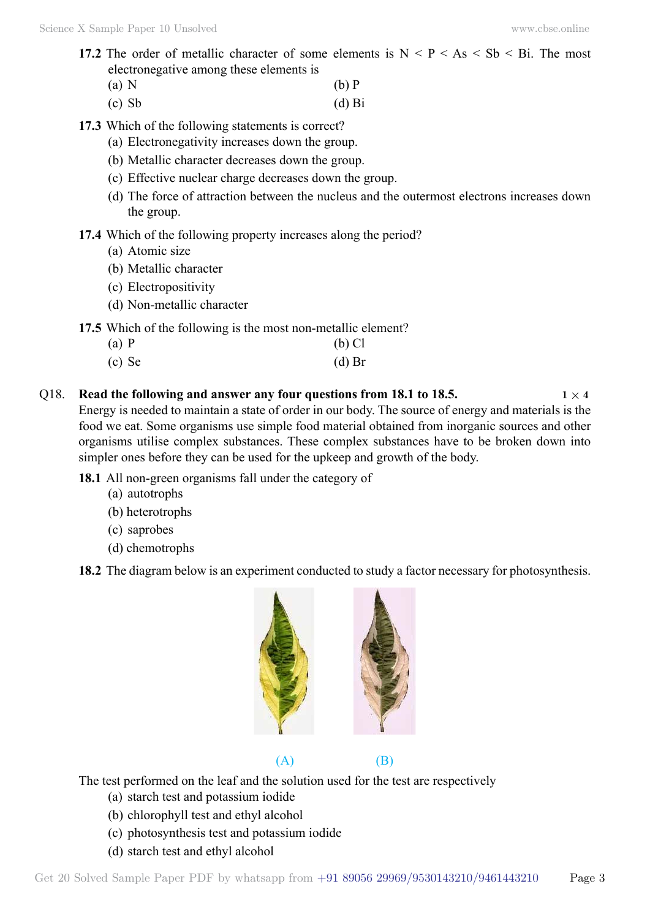**17.2** The order of metallic character of some elements is N < P < As < Sb < Bi. The most electronegative among these elements is

(a) N (b) P

(c) Sb (d) Bi

**17.3** Which of the following statements is correct?

(a) Electronegativity increases down the group.

(b) Metallic character decreases down the group.

(c) Effective nuclear charge decreases down the group.

(d) The force of attraction between the nucleus and the outermost electrons increases down the group.

**17.4** Which of the following property increases along the period?

(a) Atomic size

(b) Metallic character

(c) Electropositivity

(d) Non-metallic character

**17.5** Which of the following is the most non-metallic element?

(a) P (b) Cl

(c) Se (d) Br

Q18. **Read the following and answer any four questions from 18.1 to 18.5.** $1 \times 4$

Energy is needed to maintain a state of order in our body. The source of energy and materials is the food we eat. Some organisms use simple food material obtained from inorganic sources and other organisms utilise complex substances. These complex substances have to be broken down into simpler ones before they can be used for the upkeep and growth of the body.

**18.1** All non-green organisms fall under the category of

(a) autotrophs

(b) heterotrophs

(c) saprobes

(d) chemotrophs

**18.2** The diagram below is an experiment conducted to study a factor necessary for photosynthesis.

(A) (B)

The test performed on the leaf and the solution used for the test are respectively

(a) starch test and potassium iodide

(b) chlorophyll test and ethyl alcohol

(c) photosynthesis test and potassium iodide

(d) starch test and ethyl alcohol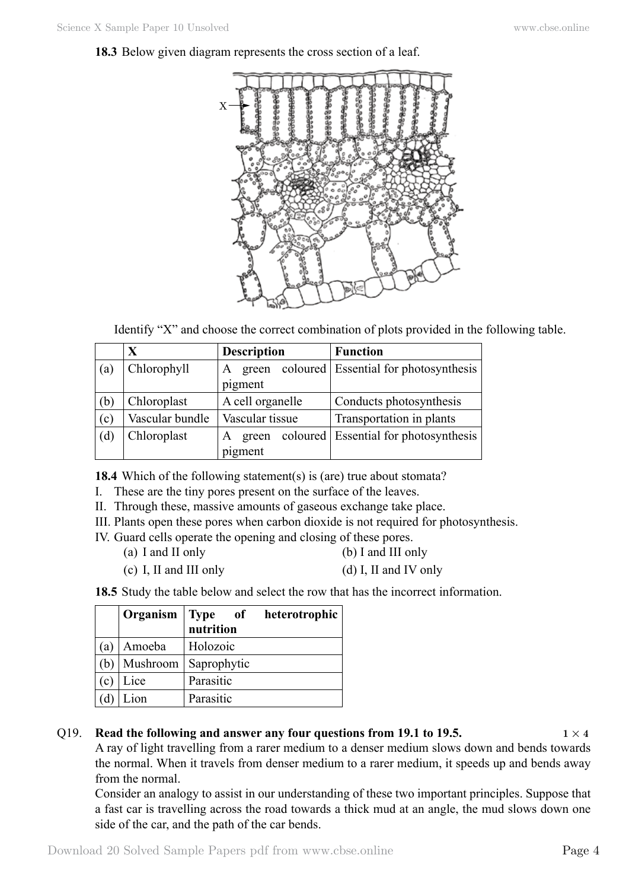**18.3** Below given diagram represents the cross section of a leaf.

Identify "X" and choose the correct combination of plots provided in the following table.

| | X | Description | Function |
|---|---|---|---|
| (a) | Chlorophyll | A green coloured pigment | Essential for photosynthesis |
| (b) | Chloroplast | A cell organelle | Conducts photosynthesis |
| (c) | Vascular bundle | Vascular tissue | Transportation in plants |
| (d) | Chloroplast | A green coloured pigment | Essential for photosynthesis |

**18.4** Which of the following statement(s) is (are) true about stomata?

I. These are the tiny pores present on the surface of the leaves.
II. Through these, massive amounts of gaseous exchange take place.
III. Plants open these pores when carbon dioxide is not required for photosynthesis.
IV. Guard cells operate the opening and closing of these pores.

(a) I and II only
(b) I and III only
(c) I, II and III only
(d) I, II and IV only

**18.5** Study the table below and select the row that has the incorrect information.

| | Organism | Type of heterotrophic nutrition |
|---|---|---|
| (a) | Amoeba | Holozoic |
| (b) | Mushroom | Saprophytic |
| (c) | Lice | Parasitic |
| (d) | Lion | Parasitic |

Q19. **Read the following and answer any four questions from 19.1 to 19.5.** $1 \times 4$

A ray of light travelling from a rarer medium to a denser medium slows down and bends towards the normal. When it travels from denser medium to a rarer medium, it speeds up and bends away from the normal.

Consider an analogy to assist in our understanding of these two important principles. Suppose that a fast car is travelling across the road towards a thick mud at an angle, the mud slows down one side of the car, and the path of the car bends.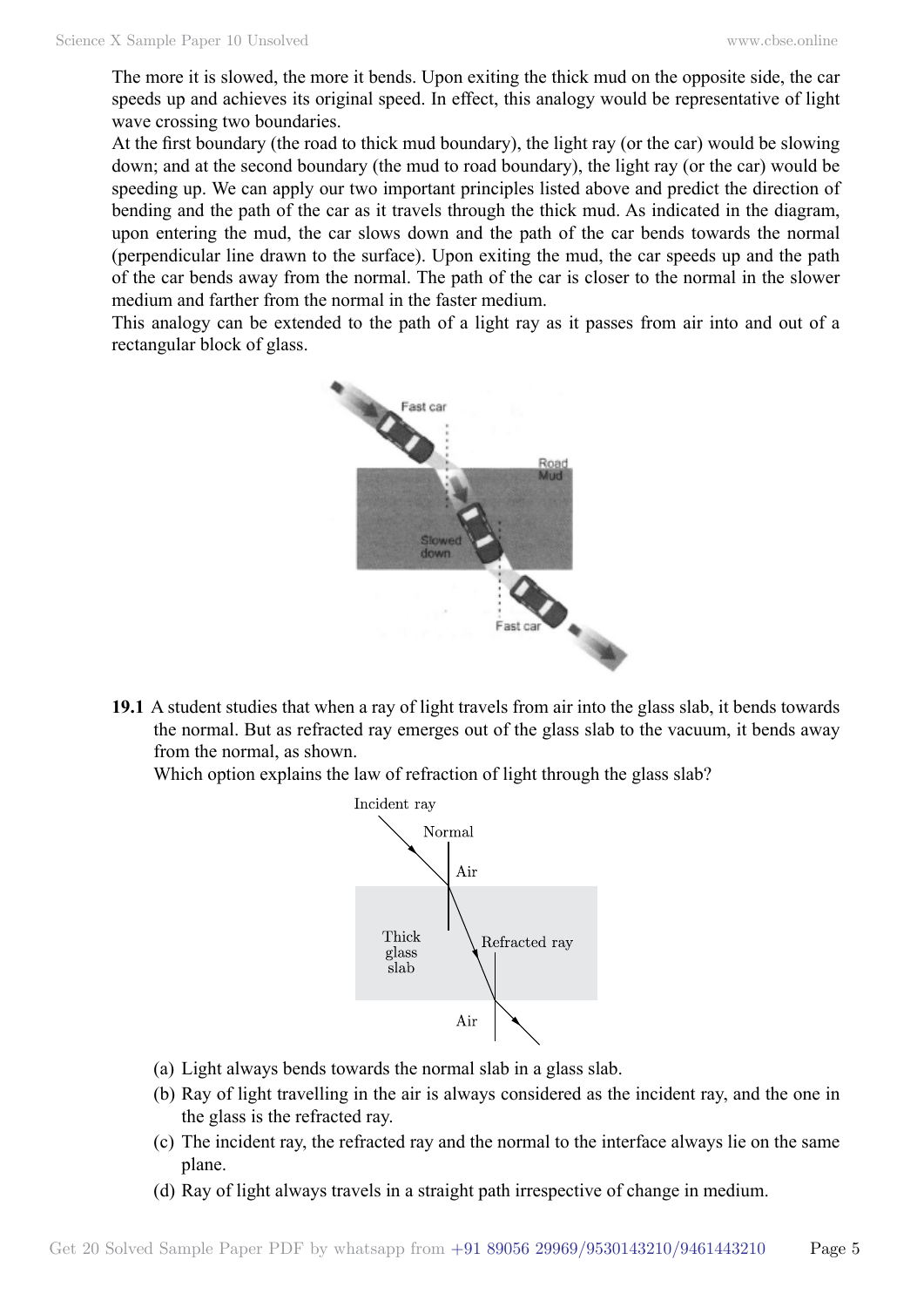The more it is slowed, the more it bends. Upon exiting the thick mud on the opposite side, the car speeds up and achieves its original speed. In effect, this analogy would be representative of light wave crossing two boundaries.

At the first boundary (the road to thick mud boundary), the light ray (or the car) would be slowing down; and at the second boundary (the mud to road boundary), the light ray (or the car) would be speeding up. We can apply our two important principles listed above and predict the direction of bending and the path of the car as it travels through the thick mud. As indicated in the diagram, upon entering the mud, the car slows down and the path of the car bends towards the normal (perpendicular line drawn to the surface). Upon exiting the mud, the car speeds up and the path of the car bends away from the normal. The path of the car is closer to the normal in the slower medium and farther from the normal in the faster medium.

This analogy can be extended to the path of a light ray as it passes from air into and out of a rectangular block of glass.

**19.1** A student studies that when a ray of light travels from air into the glass slab, it bends towards the normal. But as refracted ray emerges out of the glass slab to the vacuum, it bends away from the normal, as shown.

Which option explains the law of refraction of light through the glass slab?

(a) Light always bends towards the normal slab in a glass slab.

(b) Ray of light travelling in the air is always considered as the incident ray, and the one in the glass is the refracted ray.

(c) The incident ray, the refracted ray and the normal to the interface always lie on the same plane.

(d) Ray of light always travels in a straight path irrespective of change in medium.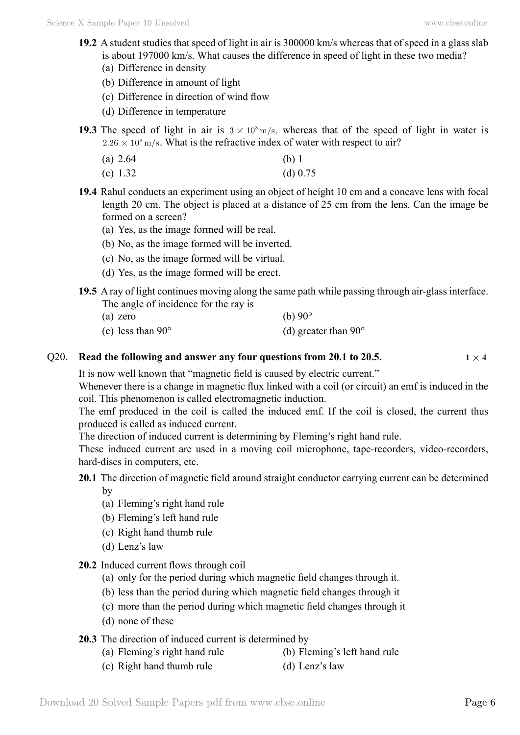**19.2** A student studies that speed of light in air is 300000 km/s whereas that of speed in a glass slab is about 197000 km/s. What causes the difference in speed of light in these two media?

(a) Difference in density

(b) Difference in amount of light

(c) Difference in direction of wind flow

(d) Difference in temperature

**19.3** The speed of light in air is $3 \times 10^{8}\,\mathrm{m/s}$, whereas that of the speed of light in water is $2.26 \times 10^{8}\,\mathrm{m/s}$. What is the refractive index of water with respect to air?

(a) 2.64 (b) 1

(c) 1.32 (d) 0.75

**19.4** Rahul conducts an experiment using an object of height 10 cm and a concave lens with focal length 20 cm. The object is placed at a distance of 25 cm from the lens. Can the image be formed on a screen?

(a) Yes, as the image formed will be real.

(b) No, as the image formed will be inverted.

(c) No, as the image formed will be virtual.

(d) Yes, as the image formed will be erect.

**19.5** A ray of light continues moving along the same path while passing through air-glass interface. The angle of incidence for the ray is

(a) zero (b) 90°

(c) less than 90° (d) greater than 90°

**Q20. Read the following and answer any four questions from 20.1 to 20.5.** $1 \times 4$

It is now well known that "magnetic field is caused by electric current."

Whenever there is a change in magnetic flux linked with a coil (or circuit) an emf is induced in the coil. This phenomenon is called electromagnetic induction.

The emf produced in the coil is called the induced emf. If the coil is closed, the current thus produced is called as induced current.

The direction of induced current is determining by Fleming's right hand rule.

These induced current are used in a moving coil microphone, tape-recorders, video-recorders, hard-discs in computers, etc.

**20.1** The direction of magnetic field around straight conductor carrying current can be determined by

(a) Fleming's right hand rule

(b) Fleming's left hand rule

(c) Right hand thumb rule

(d) Lenz's law

**20.2** Induced current flows through coil

(a) only for the period during which magnetic field changes through it.

(b) less than the period during which magnetic field changes through it

(c) more than the period during which magnetic field changes through it

(d) none of these

**20.3** The direction of induced current is determined by

(a) Fleming's right hand rule (b) Fleming's left hand rule

(c) Right hand thumb rule (d) Lenz's law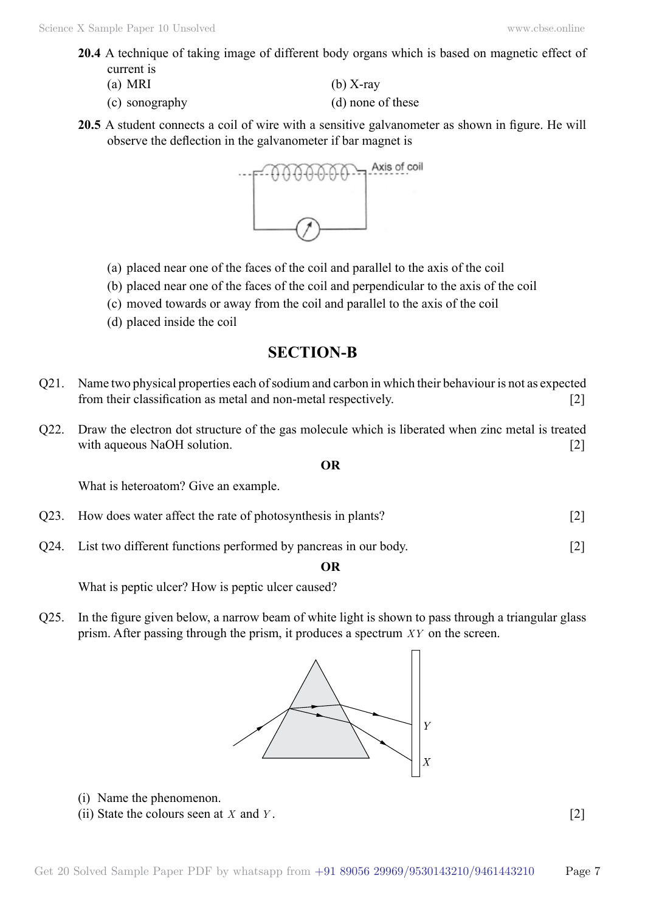**20.4** A technique of taking image of different body organs which is based on magnetic effect of current is

(a) MRI (b) X-ray

(c) sonography (d) none of these

**20.5** A student connects a coil of wire with a sensitive galvanometer as shown in figure. He will observe the deflection in the galvanometer if bar magnet is

(a) placed near one of the faces of the coil and parallel to the axis of the coil

(b) placed near one of the faces of the coil and perpendicular to the axis of the coil

(c) moved towards or away from the coil and parallel to the axis of the coil

(d) placed inside the coil

## SECTION-B

Q21. Name two physical properties each of sodium and carbon in which their behaviour is not as expected from their classification as metal and non-metal respectively. [2]

Q22. Draw the electron dot structure of the gas molecule which is liberated when zinc metal is treated with aqueous NaOH solution. [2]

**OR**

What is heteroatom? Give an example.

Q23. How does water affect the rate of photosynthesis in plants? [2]

Q24. List two different functions performed by pancreas in our body. [2]

**OR**

What is peptic ulcer? How is peptic ulcer caused?

Q25. In the figure given below, a narrow beam of white light is shown to pass through a triangular glass prism. After passing through the prism, it produces a spectrum $XY$ on the screen.

(i) Name the phenomenon.

(ii) State the colours seen at $X$ and $Y$. [2]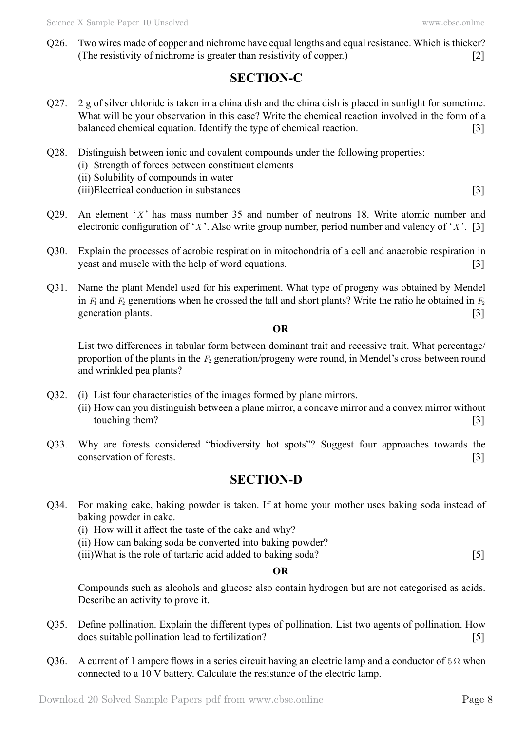Q26. Two wires made of copper and nichrome have equal lengths and equal resistance. Which is thicker? (The resistivity of nichrome is greater than resistivity of copper.) [2]

## SECTION-C

Q27. 2 g of silver chloride is taken in a china dish and the china dish is placed in sunlight for sometime. What will be your observation in this case? Write the chemical reaction involved in the form of a balanced chemical equation. Identify the type of chemical reaction. [3]

Q28. Distinguish between ionic and covalent compounds under the following properties:
(i) Strength of forces between constituent elements
(ii) Solubility of compounds in water
(iii) Electrical conduction in substances [3]

Q29. An element '$X$' has mass number 35 and number of neutrons 18. Write atomic number and electronic configuration of '$X$'. Also write group number, period number and valency of '$X$'. [3]

Q30. Explain the processes of aerobic respiration in mitochondria of a cell and anaerobic respiration in yeast and muscle with the help of word equations. [3]

Q31. Name the plant Mendel used for his experiment. What type of progeny was obtained by Mendel in $F_1$ and $F_2$ generations when he crossed the tall and short plants? Write the ratio he obtained in $F_2$ generation plants. [3]

**OR**

List two differences in tabular form between dominant trait and recessive trait. What percentage/proportion of the plants in the $F_2$ generation/progeny were round, in Mendel's cross between round and wrinkled pea plants?

Q32. (i) List four characteristics of the images formed by plane mirrors.
(ii) How can you distinguish between a plane mirror, a concave mirror and a convex mirror without touching them? [3]

Q33. Why are forests considered "biodiversity hot spots"? Suggest four approaches towards the conservation of forests. [3]

## SECTION-D

Q34. For making cake, baking powder is taken. If at home your mother uses baking soda instead of baking powder in cake.
(i) How will it affect the taste of the cake and why?
(ii) How can baking soda be converted into baking powder?
(iii) What is the role of tartaric acid added to baking soda? [5]

**OR**

Compounds such as alcohols and glucose also contain hydrogen but are not categorised as acids. Describe an activity to prove it.

Q35. Define pollination. Explain the different types of pollination. List two agents of pollination. How does suitable pollination lead to fertilization? [5]

Q36. A current of 1 ampere flows in a series circuit having an electric lamp and a conductor of $5\,\Omega$ when connected to a 10 V battery. Calculate the resistance of the electric lamp.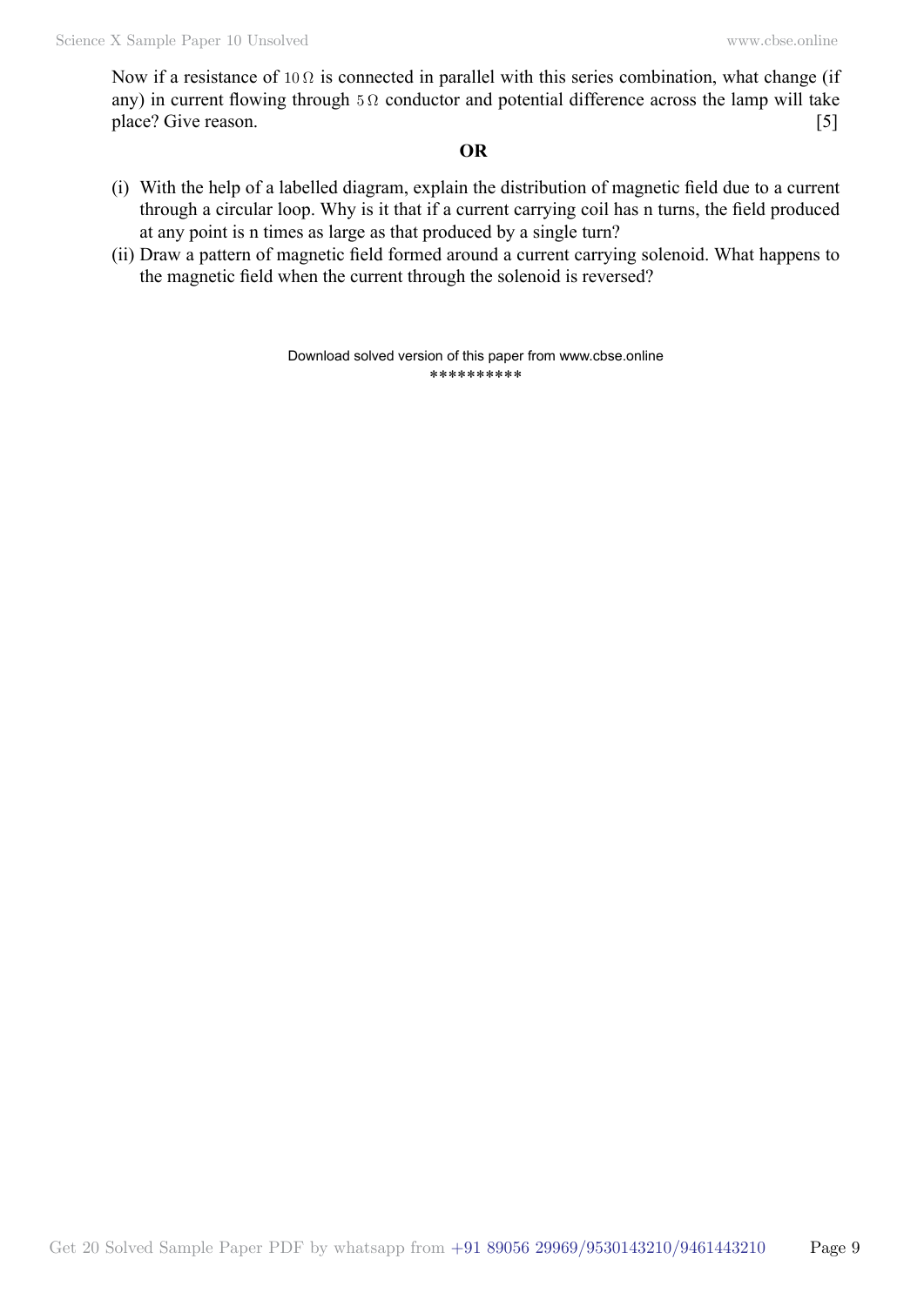Now if a resistance of $10\,\Omega$ is connected in parallel with this series combination, what change (if any) in current flowing through $5\,\Omega$ conductor and potential difference across the lamp will take place? Give reason. [5]

**OR**

(i) With the help of a labelled diagram, explain the distribution of magnetic field due to a current through a circular loop. Why is it that if a current carrying coil has n turns, the field produced at any point is n times as large as that produced by a single turn?

(ii) Draw a pattern of magnetic field formed around a current carrying solenoid. What happens to the magnetic field when the current through the solenoid is reversed?

Download solved version of this paper from www.cbse.online

**********